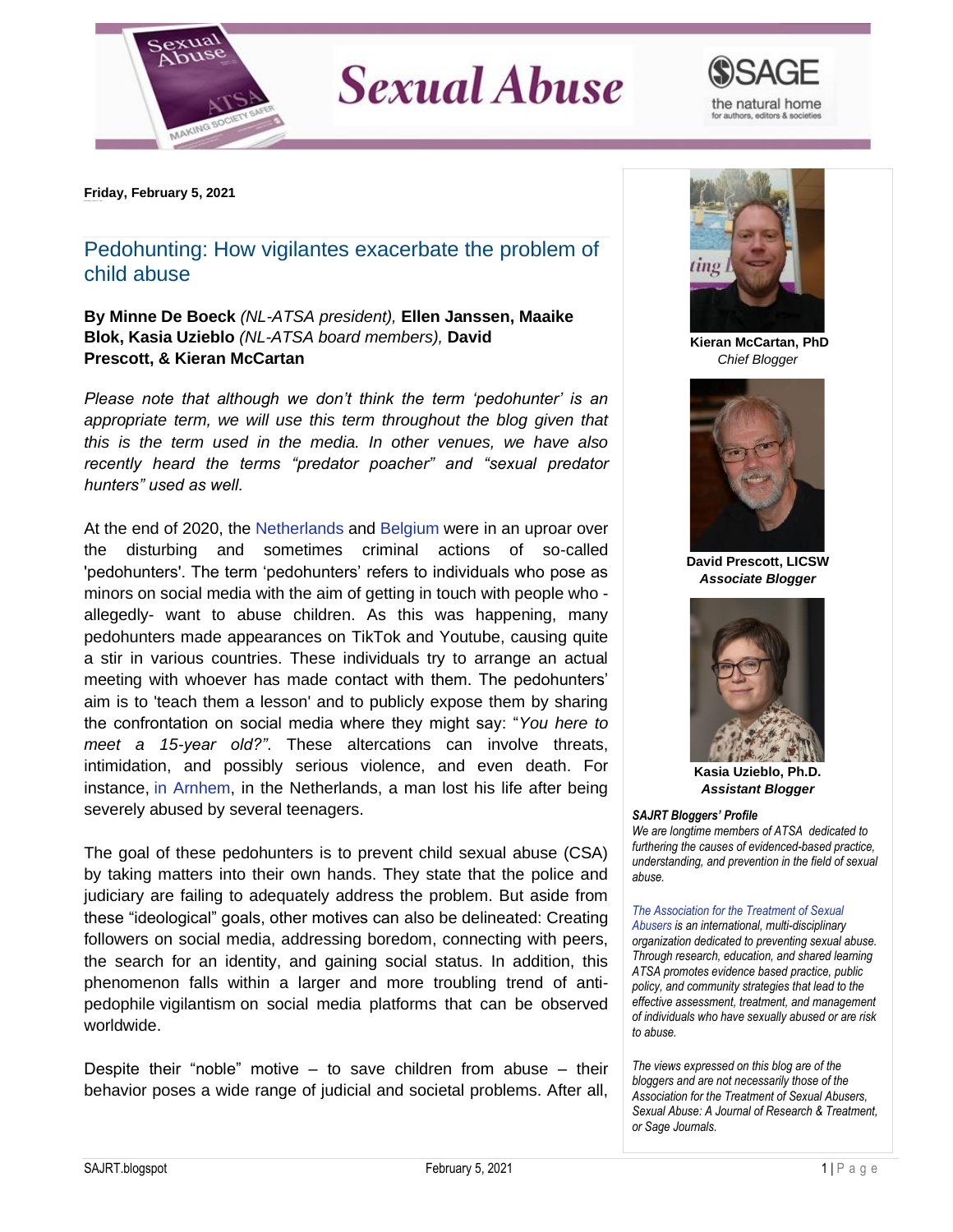# Sexual Abuse

**Friday, February 5, 2021**

## Pedohunting: How vigilantes exacerbate the problem of child abuse

**By Minne De Boeck** *(NL-ATSA president),* **Ellen Janssen, Maaike Blok, Kasia Uzieblo** *(NL-ATSA board members),* **David Prescott, & Kieran McCartan**

*Please note that although we don't think the term 'pedohunter' is an appropriate term, we will use this term throughout the blog given that this is the term used in the media. In other venues, we have also recently heard the terms "predator poacher" and "sexual predator hunters" used as well.*

At the end of 2020, the Netherlands and Belgium were in an uproar over the disturbing and sometimes criminal actions of so-called 'pedohunters'. The term 'pedohunters' refers to individuals who pose as minors on social media with the aim of getting in touch with people who -allegedly- want to abuse children. As this was happening, many pedohunters made appearances on TikTok and Youtube, causing quite a stir in various countries. These individuals try to arrange an actual meeting with whoever has made contact with them. The pedohunters' aim is to 'teach them a lesson' and to publicly expose them by sharing the confrontation on social media where they might say: "*You here to meet a 15-year old?"*. These altercations can involve threats, intimidation, and possibly serious violence, and even death. For instance, in Arnhem, in the Netherlands, a man lost his life after being severely abused by several teenagers.

The goal of these pedohunters is to prevent child sexual abuse (CSA) by taking matters into their own hands. They state that the police and judiciary are failing to adequately address the problem. But aside from these "ideological" goals, other motives can also be delineated: Creating followers on social media, addressing boredom, connecting with peers, the search for an identity, and gaining social status. In addition, this phenomenon falls within a larger and more troubling trend of anti-pedophile vigilantism on social media platforms that can be observed worldwide.

Despite their "noble" motive – to save children from abuse – their behavior poses a wide range of judicial and societal problems. After all,

**Kieran McCartan, PhD**
*Chief Blogger*

**David Prescott, LICSW**
***Associate Blogger***

**Kasia Uzieblo, Ph.D.**
***Assistant Blogger***

***SAJRT Bloggers' Profile***
*We are longtime members of ATSA dedicated to furthering the causes of evidenced-based practice, understanding, and prevention in the field of sexual abuse.*

*The Association for the Treatment of Sexual Abusers is an international, multi-disciplinary organization dedicated to preventing sexual abuse. Through research, education, and shared learning ATSA promotes evidence based practice, public policy, and community strategies that lead to the effective assessment, treatment, and management of individuals who have sexually abused or are risk to abuse.*

*The views expressed on this blog are of the bloggers and are not necessarily those of the Association for the Treatment of Sexual Abusers, Sexual Abuse: A Journal of Research & Treatment, or Sage Journals.*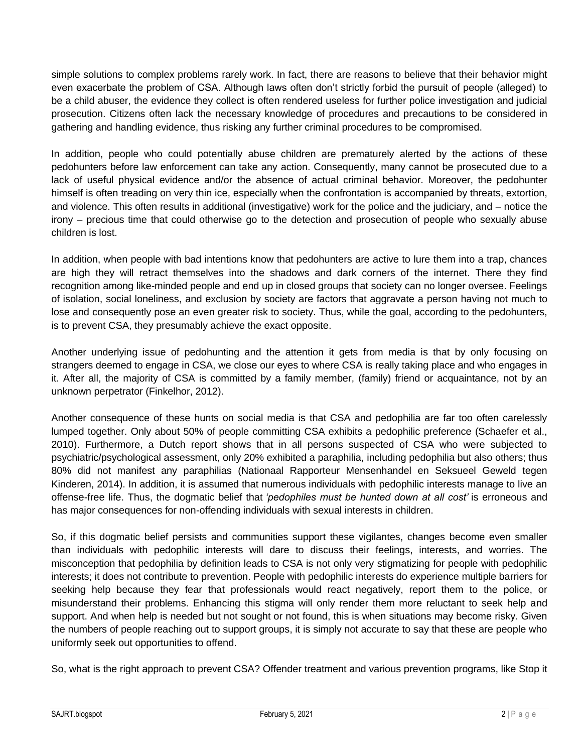simple solutions to complex problems rarely work. In fact, there are reasons to believe that their behavior might even exacerbate the problem of CSA. Although laws often don't strictly forbid the pursuit of people (alleged) to be a child abuser, the evidence they collect is often rendered useless for further police investigation and judicial prosecution. Citizens often lack the necessary knowledge of procedures and precautions to be considered in gathering and handling evidence, thus risking any further criminal procedures to be compromised.

In addition, people who could potentially abuse children are prematurely alerted by the actions of these pedohunters before law enforcement can take any action. Consequently, many cannot be prosecuted due to a lack of useful physical evidence and/or the absence of actual criminal behavior. Moreover, the pedohunter himself is often treading on very thin ice, especially when the confrontation is accompanied by threats, extortion, and violence. This often results in additional (investigative) work for the police and the judiciary, and – notice the irony – precious time that could otherwise go to the detection and prosecution of people who sexually abuse children is lost.

In addition, when people with bad intentions know that pedohunters are active to lure them into a trap, chances are high they will retract themselves into the shadows and dark corners of the internet. There they find recognition among like-minded people and end up in closed groups that society can no longer oversee. Feelings of isolation, social loneliness, and exclusion by society are factors that aggravate a person having not much to lose and consequently pose an even greater risk to society. Thus, while the goal, according to the pedohunters, is to prevent CSA, they presumably achieve the exact opposite.

Another underlying issue of pedohunting and the attention it gets from media is that by only focusing on strangers deemed to engage in CSA, we close our eyes to where CSA is really taking place and who engages in it. After all, the majority of CSA is committed by a family member, (family) friend or acquaintance, not by an unknown perpetrator (Finkelhor, 2012).

Another consequence of these hunts on social media is that CSA and pedophilia are far too often carelessly lumped together. Only about 50% of people committing CSA exhibits a pedophilic preference (Schaefer et al., 2010). Furthermore, a Dutch report shows that in all persons suspected of CSA who were subjected to psychiatric/psychological assessment, only 20% exhibited a paraphilia, including pedophilia but also others; thus 80% did not manifest any paraphilias (Nationaal Rapporteur Mensenhandel en Seksueel Geweld tegen Kinderen, 2014). In addition, it is assumed that numerous individuals with pedophilic interests manage to live an offense-free life. Thus, the dogmatic belief that *'pedophiles must be hunted down at all cost'* is erroneous and has major consequences for non-offending individuals with sexual interests in children.

So, if this dogmatic belief persists and communities support these vigilantes, changes become even smaller than individuals with pedophilic interests will dare to discuss their feelings, interests, and worries. The misconception that pedophilia by definition leads to CSA is not only very stigmatizing for people with pedophilic interests; it does not contribute to prevention. People with pedophilic interests do experience multiple barriers for seeking help because they fear that professionals would react negatively, report them to the police, or misunderstand their problems. Enhancing this stigma will only render them more reluctant to seek help and support. And when help is needed but not sought or not found, this is when situations may become risky. Given the numbers of people reaching out to support groups, it is simply not accurate to say that these are people who uniformly seek out opportunities to offend.

So, what is the right approach to prevent CSA? Offender treatment and various prevention programs, like Stop it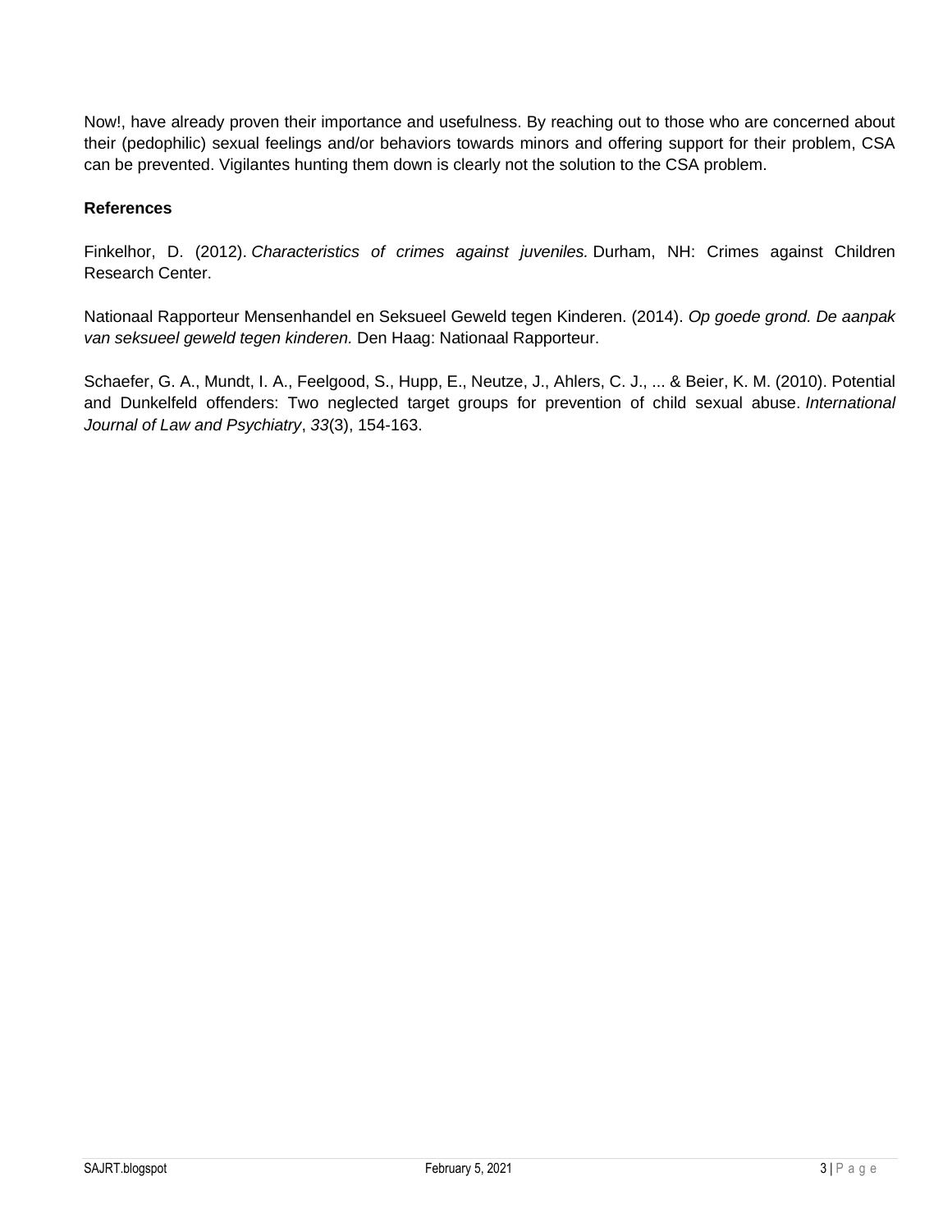Now!, have already proven their importance and usefulness. By reaching out to those who are concerned about their (pedophilic) sexual feelings and/or behaviors towards minors and offering support for their problem, CSA can be prevented. Vigilantes hunting them down is clearly not the solution to the CSA problem.

**References**

Finkelhor, D. (2012). *Characteristics of crimes against juveniles.* Durham, NH: Crimes against Children Research Center.

Nationaal Rapporteur Mensenhandel en Seksueel Geweld tegen Kinderen. (2014). *Op goede grond. De aanpak van seksueel geweld tegen kinderen.* Den Haag: Nationaal Rapporteur.

Schaefer, G. A., Mundt, I. A., Feelgood, S., Hupp, E., Neutze, J., Ahlers, C. J., ... & Beier, K. M. (2010). Potential and Dunkelfeld offenders: Two neglected target groups for prevention of child sexual abuse. *International Journal of Law and Psychiatry*, *33*(3), 154-163.